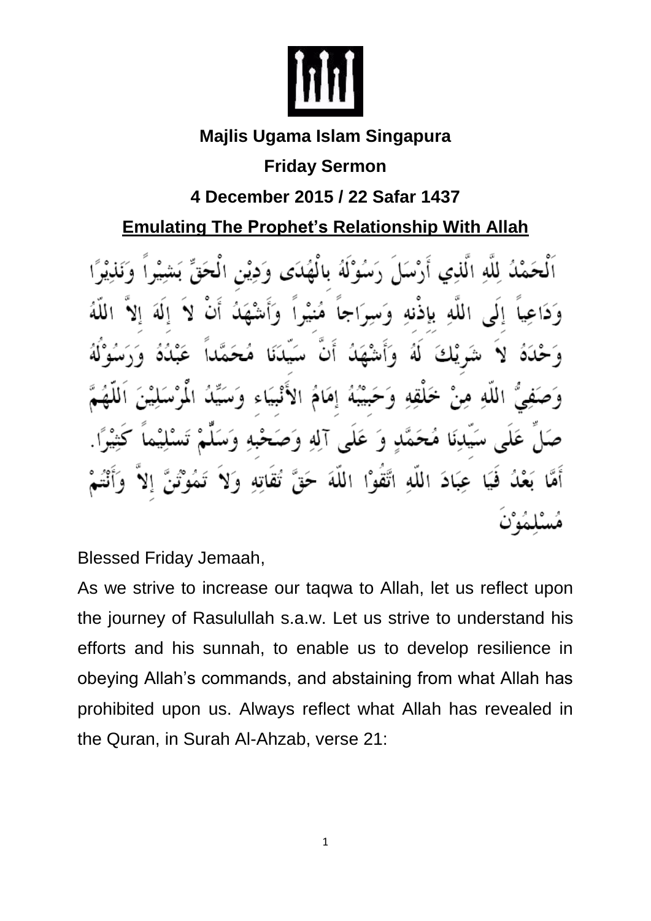**Majlis Ugama Islam Singapura**

**Friday Sermon**

**4 December 2015 / 22 Safar 1437**

## Emulating The Prophet's Relationship With Allah

اَلْحَمْدُ لِلَّهِ الَّذِي أَرْسَلَ رَسُوْلَهُ بِالْهُدَى وَدِيْنِ الْحَقِّ بَشِيْراً وَنَذِيْرًا وَدَاعِياً إِلَى اللَّهِ بِإِذْنِهِ وَسِرَاجاً مُنِيْراً وَأَشْهَدُ أَنْ لاَ إِلَهَ إِلاَّ اللَّهُ وَحْدَهُ لاَ شَرِيْكَ لَهُ وَأَشْهَدُ أَنَّ سَيِّدَنَا مُحَمَّداً عَبْدُهُ وَرَسُوْلُهُ وَصَفِيُّ اللَّهِ مِنْ خَلْقِهِ وَحَبِيْبُهُ إِمَامُ الأَنْبِيَاءِ وَسَيِّدُ الْمُرْسَلِيْنَ اَللَّهُمَّ صَلِّ عَلَى سَيِّدِنَا مُحَمَّدٍ وَ عَلَى آلِهِ وَصَحْبِهِ وَسَلِّمْ تَسْلِيْماً كَثِيْرًا. أَمَّا بَعْدُ فَيَا عِبَادَ اللَّهِ اتَّقُوْا اللَّهَ حَقَّ تُقَاتِهِ وَلاَ تَمُوْتُنَّ إِلاَّ وَأَنْتُمْ مُسْلِمُوْنَ

Blessed Friday Jemaah,

As we strive to increase our taqwa to Allah, let us reflect upon the journey of Rasulullah s.a.w. Let us strive to understand his efforts and his sunnah, to enable us to develop resilience in obeying Allah's commands, and abstaining from what Allah has prohibited upon us. Always reflect what Allah has revealed in the Quran, in Surah Al-Ahzab, verse 21: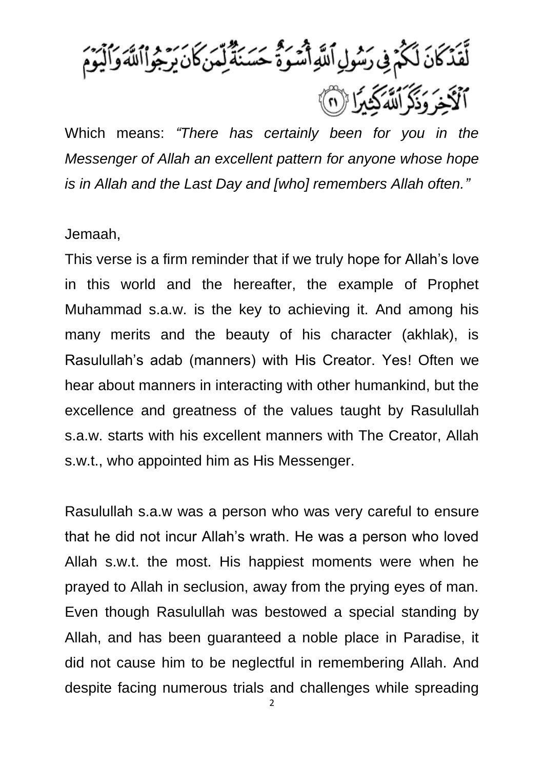لَّقَدْ كَانَ لَكُمْ فِي رَسُولِ ٱللَّهِ أُسْوَةٌ حَسَنَةٌ لِّمَن كَانَ يَرْجُوا۟ ٱللَّهَ وَٱلْيَوْمَ ٱلْءَاخِرَ وَذَكَرَ ٱللَّهَ كَثِيرًا ﴿٢١﴾

Which means: *"There has certainly been for you in the Messenger of Allah an excellent pattern for anyone whose hope is in Allah and the Last Day and [who] remembers Allah often."*

Jemaah,

This verse is a firm reminder that if we truly hope for Allah's love in this world and the hereafter, the example of Prophet Muhammad s.a.w. is the key to achieving it. And among his many merits and the beauty of his character (akhlak), is Rasulullah's adab (manners) with His Creator. Yes! Often we hear about manners in interacting with other humankind, but the excellence and greatness of the values taught by Rasulullah s.a.w. starts with his excellent manners with The Creator, Allah s.w.t., who appointed him as His Messenger.

Rasulullah s.a.w was a person who was very careful to ensure that he did not incur Allah's wrath. He was a person who loved Allah s.w.t. the most. His happiest moments were when he prayed to Allah in seclusion, away from the prying eyes of man. Even though Rasulullah was bestowed a special standing by Allah, and has been guaranteed a noble place in Paradise, it did not cause him to be neglectful in remembering Allah. And despite facing numerous trials and challenges while spreading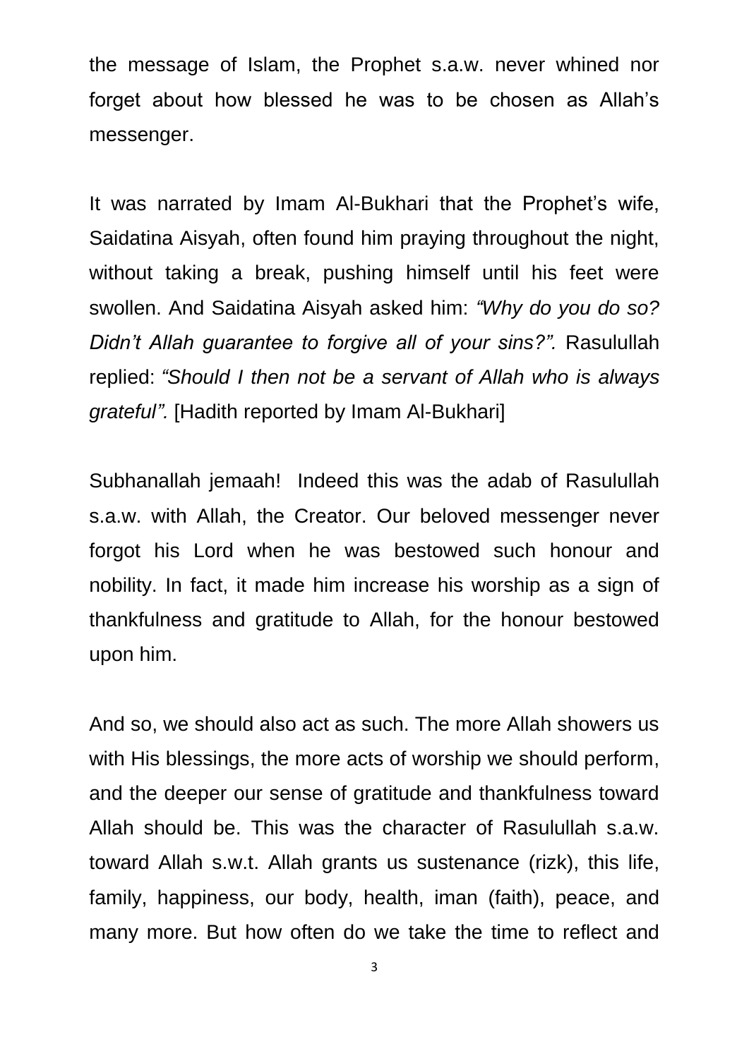the message of Islam, the Prophet s.a.w. never whined nor forget about how blessed he was to be chosen as Allah's messenger.

It was narrated by Imam Al-Bukhari that the Prophet's wife, Saidatina Aisyah, often found him praying throughout the night, without taking a break, pushing himself until his feet were swollen. And Saidatina Aisyah asked him: *"Why do you do so? Didn't Allah guarantee to forgive all of your sins?".* Rasulullah replied: *"Should I then not be a servant of Allah who is always grateful".* [Hadith reported by Imam Al-Bukhari]

Subhanallah jemaah! Indeed this was the adab of Rasulullah s.a.w. with Allah, the Creator. Our beloved messenger never forgot his Lord when he was bestowed such honour and nobility. In fact, it made him increase his worship as a sign of thankfulness and gratitude to Allah, for the honour bestowed upon him.

And so, we should also act as such. The more Allah showers us with His blessings, the more acts of worship we should perform, and the deeper our sense of gratitude and thankfulness toward Allah should be. This was the character of Rasulullah s.a.w. toward Allah s.w.t. Allah grants us sustenance (rizk), this life, family, happiness, our body, health, iman (faith), peace, and many more. But how often do we take the time to reflect and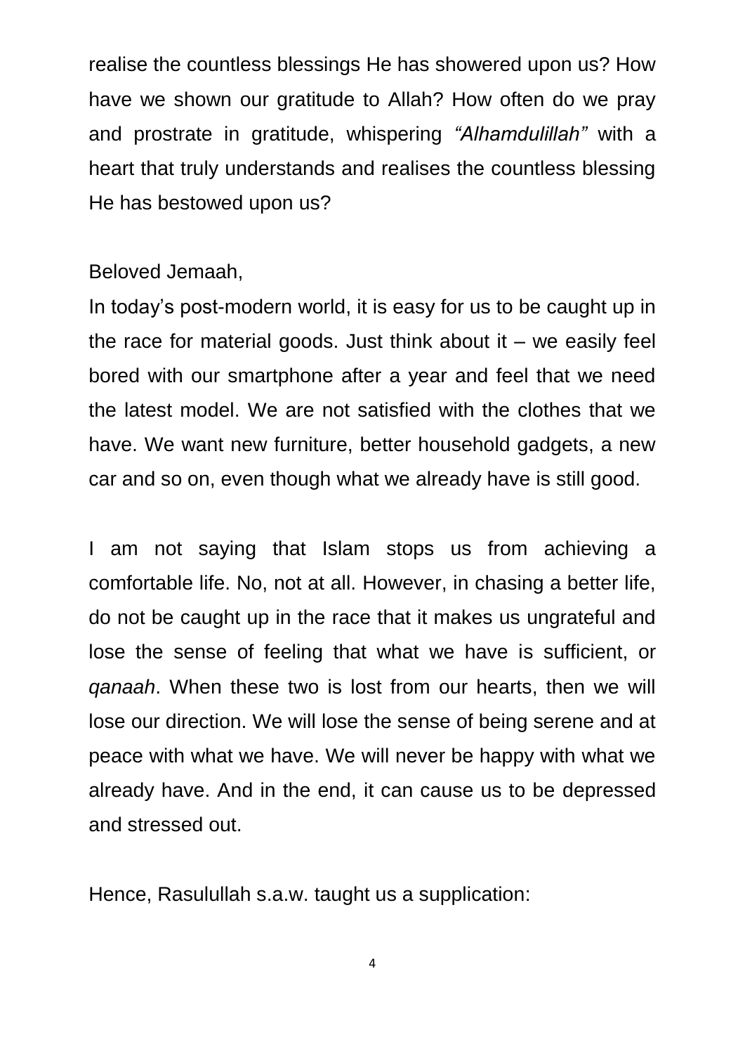realise the countless blessings He has showered upon us? How have we shown our gratitude to Allah? How often do we pray and prostrate in gratitude, whispering *"Alhamdulillah"* with a heart that truly understands and realises the countless blessing He has bestowed upon us?

Beloved Jemaah,

In today's post-modern world, it is easy for us to be caught up in the race for material goods. Just think about it – we easily feel bored with our smartphone after a year and feel that we need the latest model. We are not satisfied with the clothes that we have. We want new furniture, better household gadgets, a new car and so on, even though what we already have is still good.

I am not saying that Islam stops us from achieving a comfortable life. No, not at all. However, in chasing a better life, do not be caught up in the race that it makes us ungrateful and lose the sense of feeling that what we have is sufficient, or *qanaah*. When these two is lost from our hearts, then we will lose our direction. We will lose the sense of being serene and at peace with what we have. We will never be happy with what we already have. And in the end, it can cause us to be depressed and stressed out.

Hence, Rasulullah s.a.w. taught us a supplication: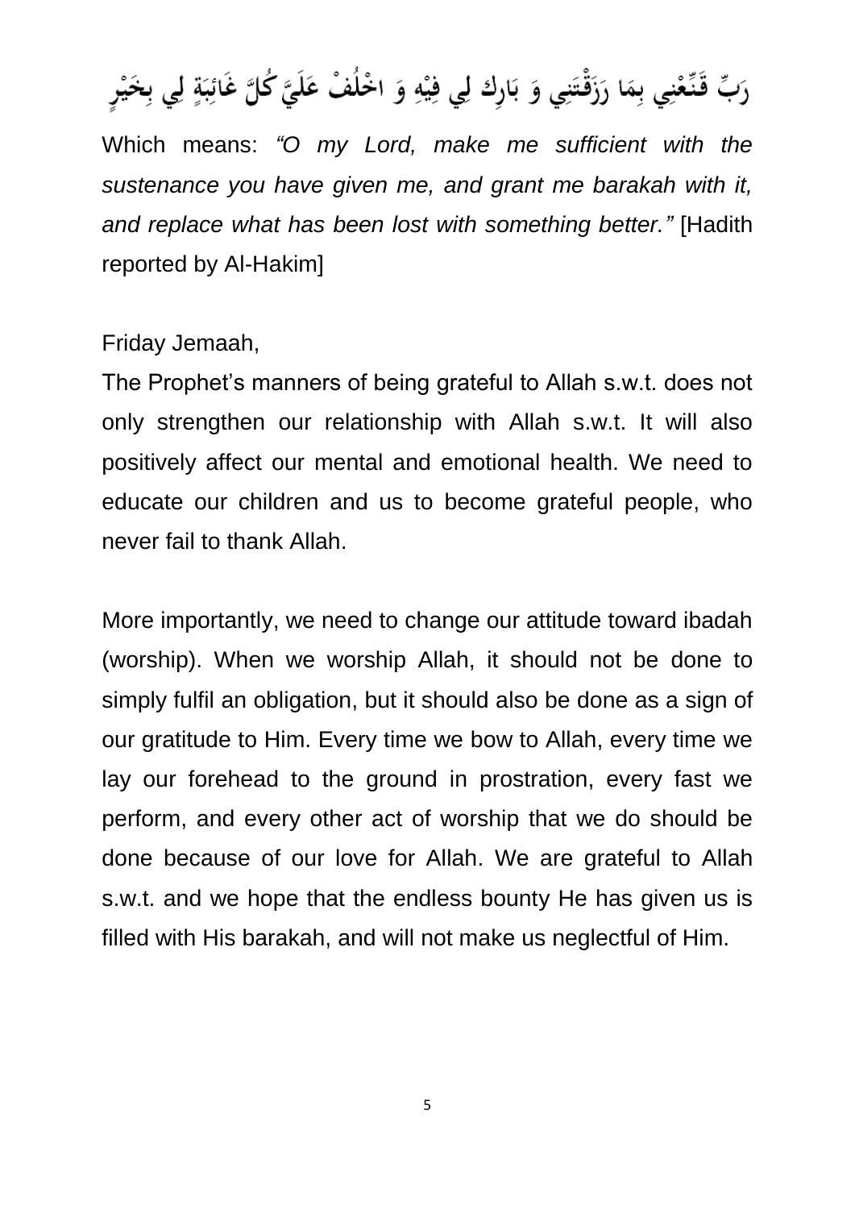رَبِّ قَنِّعْنِي بِمَا رَزَقْتَنِي وَ بَارِك لِي فِيْهِ وَ اخْلُفْ عَلَيَّ كُلَّ غَائِبَةٍ لِي بِخَيْرٍ

Which means: *"O my Lord, make me sufficient with the sustenance you have given me, and grant me barakah with it, and replace what has been lost with something better."* [Hadith reported by Al-Hakim]

Friday Jemaah,

The Prophet's manners of being grateful to Allah s.w.t. does not only strengthen our relationship with Allah s.w.t. It will also positively affect our mental and emotional health. We need to educate our children and us to become grateful people, who never fail to thank Allah.

More importantly, we need to change our attitude toward ibadah (worship). When we worship Allah, it should not be done to simply fulfil an obligation, but it should also be done as a sign of our gratitude to Him. Every time we bow to Allah, every time we lay our forehead to the ground in prostration, every fast we perform, and every other act of worship that we do should be done because of our love for Allah. We are grateful to Allah s.w.t. and we hope that the endless bounty He has given us is filled with His barakah, and will not make us neglectful of Him.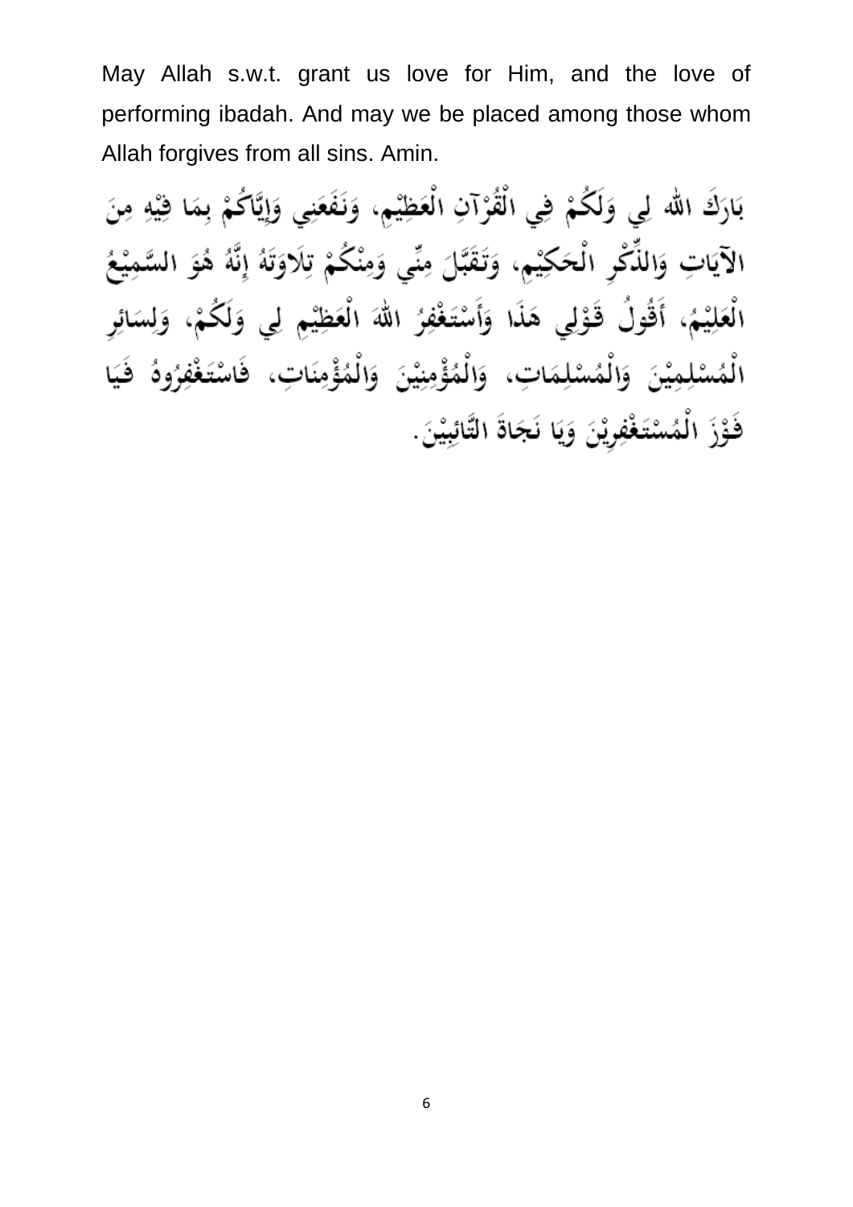May Allah s.w.t. grant us love for Him, and the love of performing ibadah. And may we be placed among those whom Allah forgives from all sins. Amin.

بَارَكَ اللهُ لِي وَلَكُمْ فِي الْقُرْآنِ الْعَظِيْمِ، وَنَفَعَنِي وَإِيَّاكُمْ بِمَا فِيْهِ مِنَ الآيَاتِ وَالذِّكْرِ الْحَكِيْمِ، وَتَقَبَّلَ مِنِّي وَمِنْكُمْ تِلَاوَتَهُ إِنَّهُ هُوَ السَّمِيْعُ الْعَلِيْمُ، أَقُوْلُ قَوْلِي هَذَا وَأَسْتَغْفِرُ اللهَ الْعَظِيْمَ لِي وَلَكُمْ، وَلِسَائِرِ الْمُسْلِمِيْنَ وَالْمُسْلِمَاتِ، وَالْمُؤْمِنِيْنَ وَالْمُؤْمِنَاتِ، فَاسْتَغْفِرُوهُ فَيَا فَوْزَ الْمُسْتَغْفِرِيْنَ وَيَا نَجَاةَ التَّائِبِيْنَ.